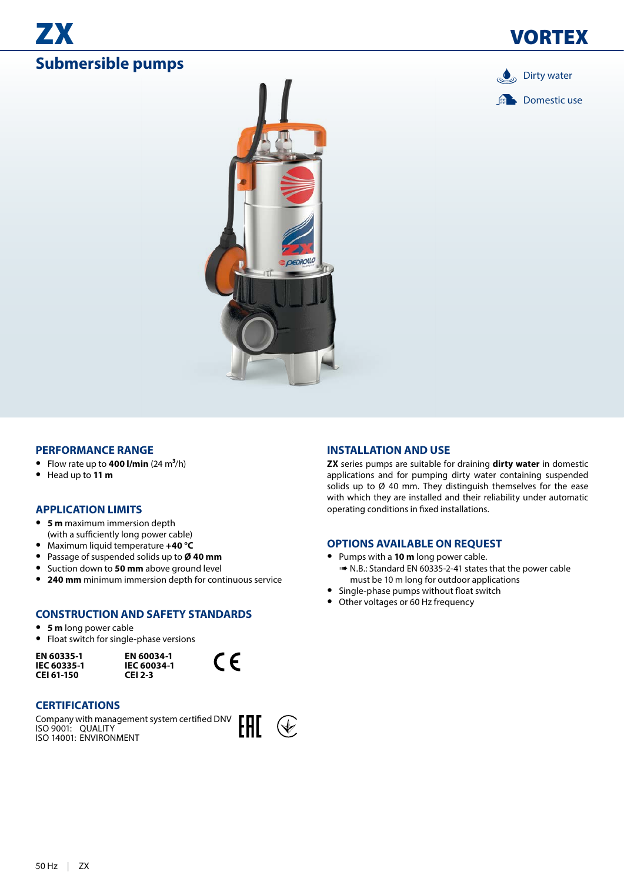# ZX

# VORTEX

## Submersible pumps

Dirty water

Domestic use

### PERFORMANCE RANGE

- Flow rate up to **400 l/min** (24 m³/h)
- Head up to **11 m**

### APPLICATION LIMITS

- **5 m** maximum immersion depth (with a sufficiently long power cable)
- Maximum liquid temperature **+40 °C**
- Passage of suspended solids up to **Ø 40 mm**
- Suction down to **50 mm** above ground level
- **240 mm** minimum immersion depth for continuous service

### CONSTRUCTION AND SAFETY STANDARDS

- **5 m** long power cable
- Float switch for single-phase versions

| | |
|---|---|
| **EN 60335-1** | **EN 60034-1** |
| **IEC 60335-1** | **IEC 60034-1** |
| **CEI 61-150** | **CEI 2-3** |

### CERTIFICATIONS

Company with management system certified DNV
ISO 9001: QUALITY
ISO 14001: ENVIRONMENT

### INSTALLATION AND USE

**ZX** series pumps are suitable for draining **dirty water** in domestic applications and for pumping dirty water containing suspended solids up to Ø 40 mm. They distinguish themselves for the ease with which they are installed and their reliability under automatic operating conditions in fixed installations.

### OPTIONS AVAILABLE ON REQUEST

- Pumps with a **10 m** long power cable.
  ➠ N.B.: Standard EN 60335-2-41 states that the power cable must be 10 m long for outdoor applications
- Single-phase pumps without float switch
- Other voltages or 60 Hz frequency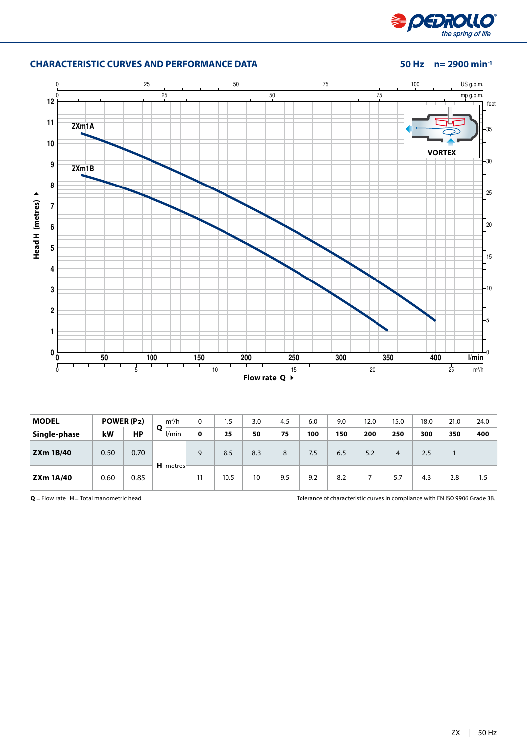## CHARACTERISTIC CURVES AND PERFORMANCE DATA

**50 Hz n= 2900 min⁻¹**

| MODEL Single-phase | POWER (P2) kW | HP | Q m³/h | 0 | 1.5 | 3.0 | 4.5 | 6.0 | 9.0 | 12.0 | 15.0 | 18.0 | 21.0 | 24.0 |
|---|---|---|---|---|---|---|---|---|---|---|---|---|---|---|
| | | | Q l/min | **0** | **25** | **50** | **75** | **100** | **150** | **200** | **250** | **300** | **350** | **400** |
| **ZXm 1B/40** | 0.50 | 0.70 | H metres | 9 | 8.5 | 8.3 | 8 | 7.5 | 6.5 | 5.2 | 4 | 2.5 | 1 | |
| **ZXm 1A/40** | 0.60 | 0.85 | H metres | 11 | 10.5 | 10 | 9.5 | 9.2 | 8.2 | 7 | 5.7 | 4.3 | 2.8 | 1.5 |

**Q** = Flow rate **H** = Total manometric head

Tolerance of characteristic curves in compliance with EN ISO 9906 Grade 3B.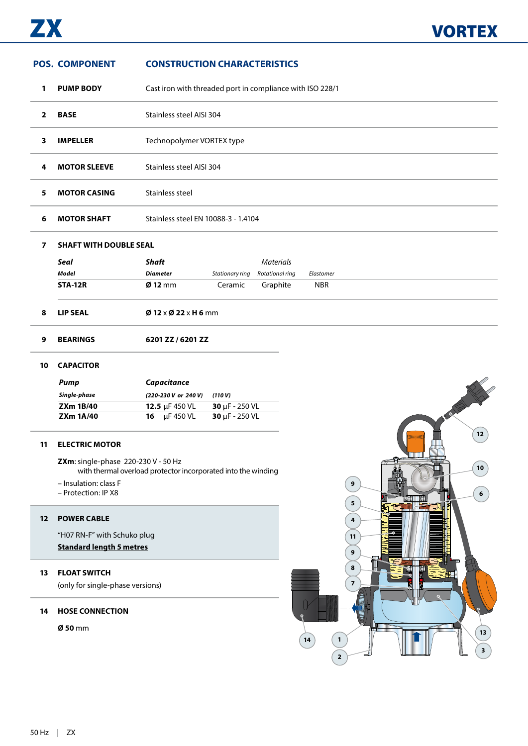# ZX

## VORTEX

| POS. | COMPONENT | CONSTRUCTION CHARACTERISTICS |
|---|---|---|
| 1 | **PUMP BODY** | Cast iron with threaded port in compliance with ISO 228/1 |
| 2 | **BASE** | Stainless steel AISI 304 |
| 3 | **IMPELLER** | Technopolymer VORTEX type |
| 4 | **MOTOR SLEEVE** | Stainless steel AISI 304 |
| 5 | **MOTOR CASING** | Stainless steel |
| 6 | **MOTOR SHAFT** | Stainless steel EN 10088-3 - 1.4104 |

**7 SHAFT WITH DOUBLE SEAL**

| *Seal* | *Shaft* | *Materials* | | |
|---|---|---|---|---|
| *Model* | *Diameter* | *Stationary ring* | *Rotational ring* | *Elastomer* |
| **STA-12R** | **Ø 12** mm | Ceramic | Graphite | NBR |

**8 LIP SEAL** — **Ø 12** x **Ø 22** x **H 6** mm

**9 BEARINGS** — **6201 ZZ / 6201 ZZ**

**10 CAPACITOR**

| *Pump* | *Capacitance* | |
|---|---|---|
| *Single-phase* | *(220-230 V or 240 V)* | *(110 V)* |
| **ZXm 1B/40** | **12.5** µF 450 VL | **30** µF - 250 VL |
| **ZXm 1A/40** | **16** µF 450 VL | **30** µF - 250 VL |

**11 ELECTRIC MOTOR**

**ZXm**: single-phase 220-230 V - 50 Hz
with thermal overload protector incorporated into the winding

– Insulation: class F
– Protection: IP X8

**12 POWER CABLE**

"H07 RN-F" with Schuko plug
**Standard length 5 metres**

**13 FLOAT SWITCH**

(only for single-phase versions)

**14 HOSE CONNECTION**

**Ø 50** mm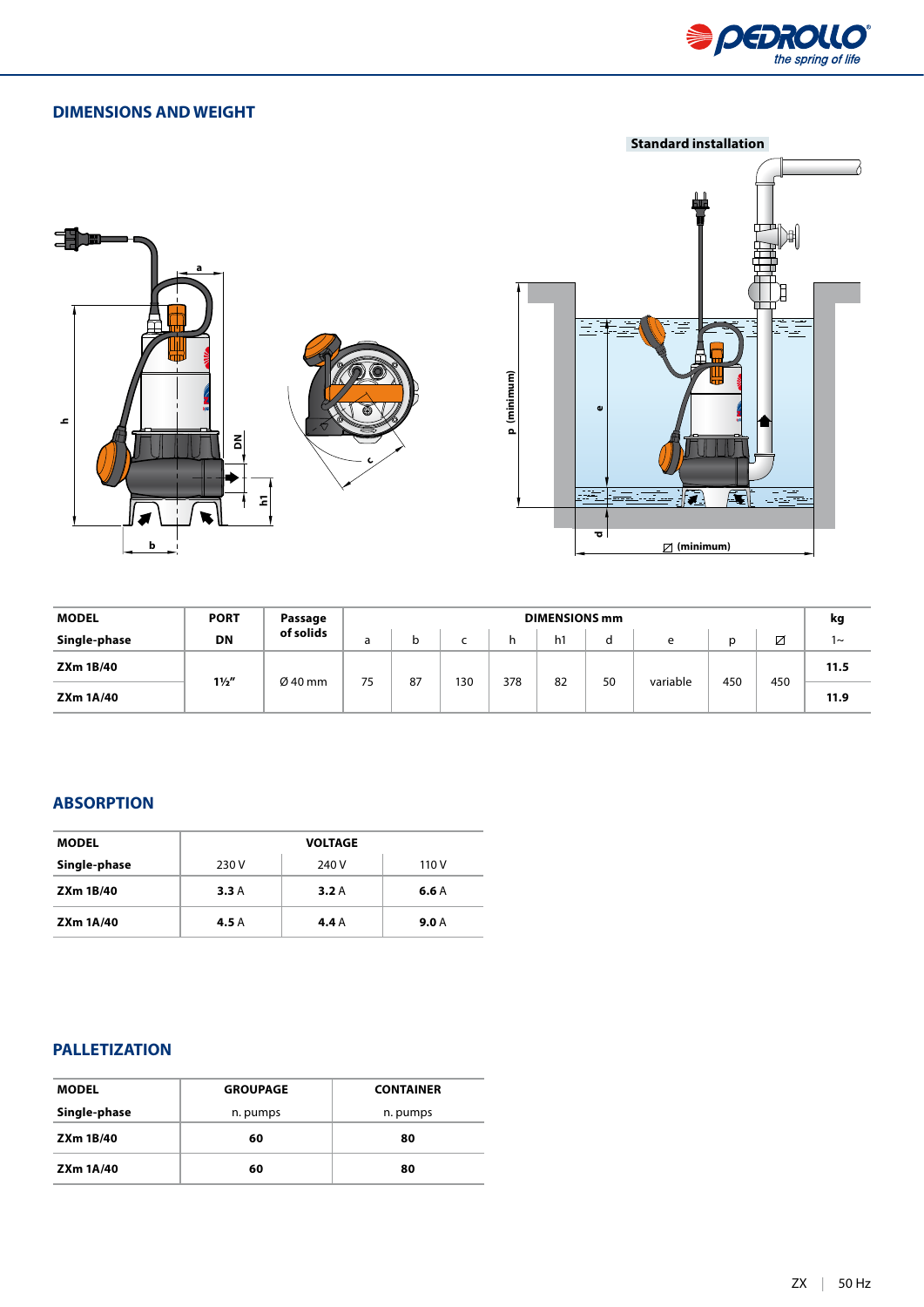## DIMENSIONS AND WEIGHT

Standard installation

| MODEL | PORT | Passage of solids | DIMENSIONS mm | | | | | | | | | kg |
|---|---|---|---|---|---|---|---|---|---|---|---|---|
| Single-phase | DN | | a | b | c | h | h1 | d | e | p | ☐ | 1~ |
| ZXm 1B/40 | 1½" | Ø 40 mm | 75 | 87 | 130 | 378 | 82 | 50 | variable | 450 | 450 | 11.5 |
| ZXm 1A/40 | | | | | | | | | | | | 11.9 |

## ABSORPTION

| MODEL | VOLTAGE | | |
|---|---|---|---|
| Single-phase | 230 V | 240 V | 110 V |
| ZXm 1B/40 | **3.3** A | **3.2** A | **6.6** A |
| ZXm 1A/40 | **4.5** A | **4.4** A | **9.0** A |

## PALLETIZATION

| MODEL | GROUPAGE | CONTAINER |
|---|---|---|
| Single-phase | n. pumps | n. pumps |
| ZXm 1B/40 | 60 | 80 |
| ZXm 1A/40 | 60 | 80 |